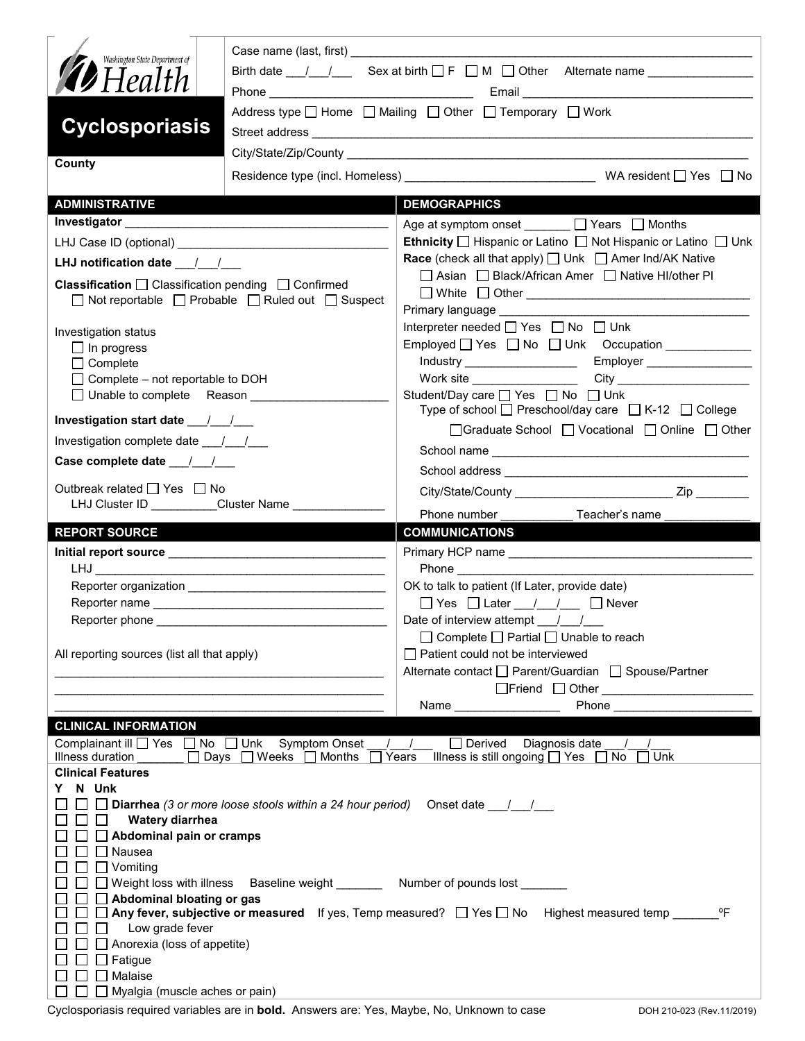Washington State Department of Health

# Cyclosporiasis

**County**

Case name (last, first) ____________________

Birth date \_\_\_/\_\_\_/\_\_\_ Sex at birth ☐ F ☐ M ☐ Other Alternate name ____________

Phone ____________ Email ____________

Address type ☐ Home ☐ Mailing ☐ Other ☐ Temporary ☐ Work

Street address ____________________

City/State/Zip/County ____________________

Residence type (incl. Homeless) ____________ WA resident ☐ Yes ☐ No

## ADMINISTRATIVE

**Investigator** ____________

LHJ Case ID (optional) ____________

**LHJ notification date** \_\_\_/\_\_\_/\_\_\_

**Classification** ☐ Classification pending ☐ Confirmed ☐ Not reportable ☐ Probable ☐ Ruled out ☐ Suspect

Investigation status
- ☐ In progress
- ☐ Complete
- ☐ Complete – not reportable to DOH
- ☐ Unable to complete Reason ____________

**Investigation start date** \_\_\_/\_\_\_/\_\_\_

Investigation complete date \_\_\_/\_\_\_/\_\_\_

**Case complete date** \_\_\_/\_\_\_/\_\_\_

Outbreak related ☐ Yes ☐ No
LHJ Cluster ID ________ Cluster Name ____________

## DEMOGRAPHICS

Age at symptom onset ______ ☐ Years ☐ Months

**Ethnicity** ☐ Hispanic or Latino ☐ Not Hispanic or Latino ☐ Unk

**Race** (check all that apply) ☐ Unk ☐ Amer Ind/AK Native ☐ Asian ☐ Black/African Amer ☐ Native HI/other PI ☐ White ☐ Other ____________

Primary language ____________

Interpreter needed ☐ Yes ☐ No ☐ Unk

Employed ☐ Yes ☐ No ☐ Unk Occupation ____________

Industry ____________ Employer ____________

Work site ____________ City ____________

Student/Day care ☐ Yes ☐ No ☐ Unk

Type of school ☐ Preschool/day care ☐ K-12 ☐ College ☐ Graduate School ☐ Vocational ☐ Online ☐ Other

School name ____________

School address ____________

City/State/County ____________ Zip ________

Phone number ________ Teacher's name ____________

## REPORT SOURCE

**Initial report source** ____________

LHJ ____________

Reporter organization ____________

Reporter name ____________

Reporter phone ____________

All reporting sources (list all that apply)

____________

## COMMUNICATIONS

Primary HCP name ____________

Phone ____________

OK to talk to patient (If Later, provide date)
☐ Yes ☐ Later \_\_\_/\_\_\_/\_\_\_ ☐ Never

Date of interview attempt \_\_\_/\_\_\_/\_\_\_
☐ Complete ☐ Partial ☐ Unable to reach

☐ Patient could not be interviewed

Alternate contact ☐ Parent/Guardian ☐ Spouse/Partner ☐ Friend ☐ Other ____________

Name ____________ Phone ____________

## CLINICAL INFORMATION

Complainant ill ☐ Yes ☐ No ☐ Unk Symptom Onset \_\_\_/\_\_\_/\_\_\_ ☐ Derived Diagnosis date \_\_\_/\_\_\_/\_\_\_

Illness duration ______ ☐ Days ☐ Weeks ☐ Months ☐ Years Illness is still ongoing ☐ Yes ☐ No ☐ Unk

**Clinical Features**

| Y | N | Unk | |
|---|---|---|---|
| ☐ | ☐ | ☐ | **Diarrhea** *(3 or more loose stools within a 24 hour period)* Onset date \_\_\_/\_\_\_/\_\_\_ |
| ☐ | ☐ | ☐ | **Watery diarrhea** |
| ☐ | ☐ | ☐ | **Abdominal pain or cramps** |
| ☐ | ☐ | ☐ | Nausea |
| ☐ | ☐ | ☐ | Vomiting |
| ☐ | ☐ | ☐ | Weight loss with illness Baseline weight ______ Number of pounds lost ______ |
| ☐ | ☐ | ☐ | **Abdominal bloating or gas** |
| ☐ | ☐ | ☐ | **Any fever, subjective or measured** If yes, Temp measured? ☐ Yes ☐ No Highest measured temp ______ ºF |
| ☐ | ☐ | ☐ | Low grade fever |
| ☐ | ☐ | ☐ | Anorexia (loss of appetite) |
| ☐ | ☐ | ☐ | Fatigue |
| ☐ | ☐ | ☐ | Malaise |
| ☐ | ☐ | ☐ | Myalgia (muscle aches or pain) |

Cyclosporiasis required variables are in **bold**. Answers are: Yes, Maybe, No, Unknown to case

DOH 210-023 (Rev.11/2019)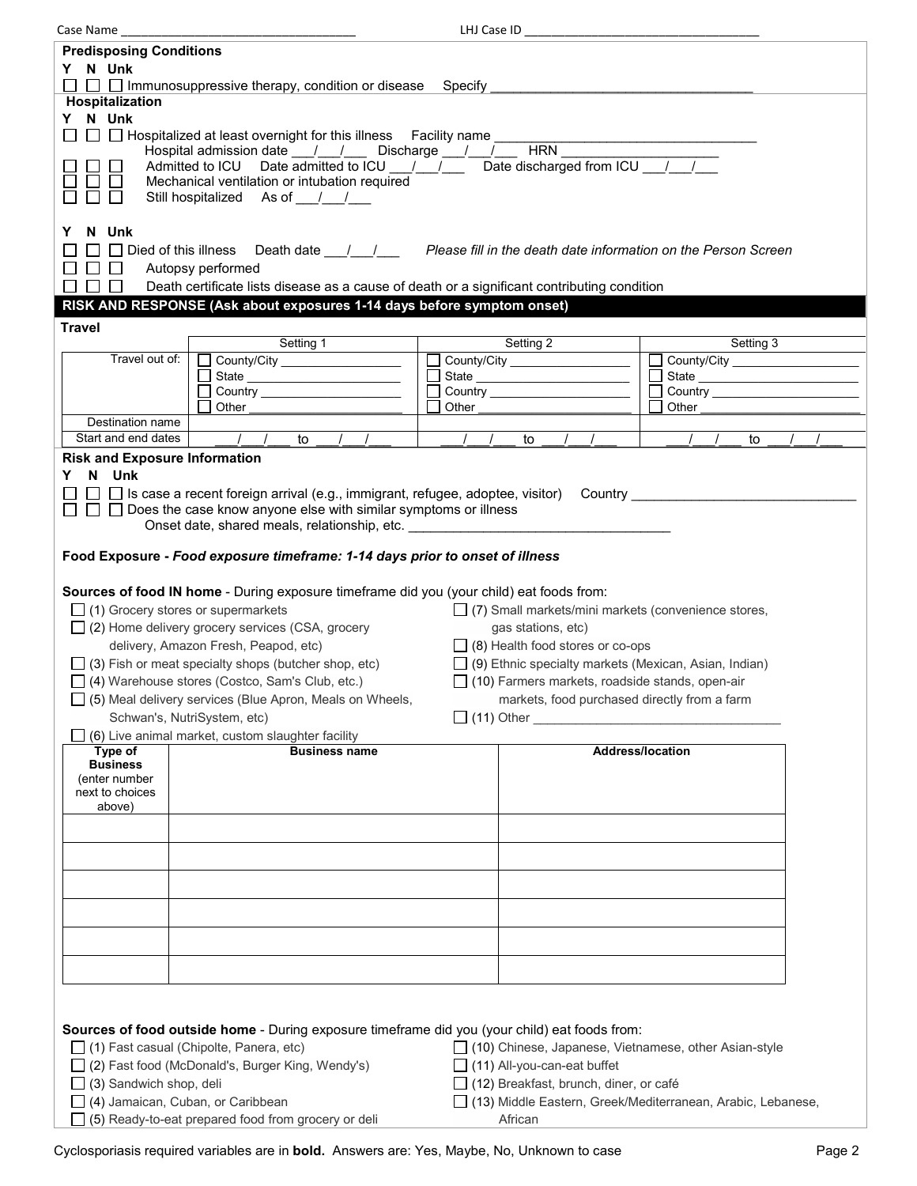Case Name ___________________________________ LHJ Case ID ___________________________________

**Predisposing Conditions**

**Y N Unk**

☐ ☐ ☐ Immunosuppressive therapy, condition or disease Specify ___________________________________

**Hospitalization**

**Y N Unk**

☐ ☐ ☐ Hospitalized at least overnight for this illness Facility name ___________________________________

Hospital admission date ___/___/___ Discharge ___/___/___ HRN _____________________

☐ ☐ ☐ Admitted to ICU Date admitted to ICU ___/___/___ Date discharged from ICU ___/___/___

☐ ☐ ☐ Mechanical ventilation or intubation required

☐ ☐ ☐ Still hospitalized As of ___/___/___

**Y N Unk**

☐ ☐ ☐ Died of this illness Death date ___/___/___ *Please fill in the death date information on the Person Screen*

☐ ☐ ☐ Autopsy performed

☐ ☐ ☐ Death certificate lists disease as a cause of death or a significant contributing condition

## RISK AND RESPONSE (Ask about exposures 1-14 days before symptom onset)

**Travel**

| | Setting 1 | Setting 2 | Setting 3 |
|---|---|---|---|
| Travel out of: | ☐ County/City __________ ☐ State __________ ☐ Country __________ ☐ Other __________ | ☐ County/City __________ ☐ State __________ ☐ Country __________ ☐ Other __________ | ☐ County/City __________ ☐ State __________ ☐ Country __________ ☐ Other __________ |
| Destination name | | | |
| Start and end dates | ___/___/___ to ___/___/___ | ___/___/___ to ___/___/___ | ___/___/___ to ___/___/___ |

**Risk and Exposure Information**

**Y N Unk**

☐ ☐ ☐ Is case a recent foreign arrival (e.g., immigrant, refugee, adoptee, visitor) Country ______________________________

☐ ☐ ☐ Does the case know anyone else with similar symptoms or illness

Onset date, shared meals, relationship, etc. ___________________________________

**Food Exposure -** ***Food exposure timeframe: 1-14 days prior to onset of illness***

**Sources of food IN home** - During exposure timeframe did you (your child) eat foods from:

- ☐ (1) Grocery stores or supermarkets
- ☐ (2) Home delivery grocery services (CSA, grocery delivery, Amazon Fresh, Peapod, etc)
- ☐ (3) Fish or meat specialty shops (butcher shop, etc)
- ☐ (4) Warehouse stores (Costco, Sam's Club, etc.)
- ☐ (5) Meal delivery services (Blue Apron, Meals on Wheels, Schwan's, NutriSystem, etc)
- ☐ (6) Live animal market, custom slaughter facility
- ☐ (7) Small markets/mini markets (convenience stores, gas stations, etc)
- ☐ (8) Health food stores or co-ops
- ☐ (9) Ethnic specialty markets (Mexican, Asian, Indian)
- ☐ (10) Farmers markets, roadside stands, open-air markets, food purchased directly from a farm
- ☐ (11) Other ___________________________________

| Type of Business (enter number next to choices above) | Business name | Address/location |
|---|---|---|
| | | |
| | | |
| | | |
| | | |
| | | |
| | | |

**Sources of food outside home** - During exposure timeframe did you (your child) eat foods from:

- ☐ (1) Fast casual (Chipolte, Panera, etc)
- ☐ (2) Fast food (McDonald's, Burger King, Wendy's)
- ☐ (3) Sandwich shop, deli
- ☐ (4) Jamaican, Cuban, or Caribbean
- ☐ (5) Ready-to-eat prepared food from grocery or deli
- ☐ (10) Chinese, Japanese, Vietnamese, other Asian-style
- ☐ (11) All-you-can-eat buffet
- ☐ (12) Breakfast, brunch, diner, or café
- ☐ (13) Middle Eastern, Greek/Mediterranean, Arabic, Lebanese, African

Cyclosporiasis required variables are in **bold**. Answers are: Yes, Maybe, No, Unknown to case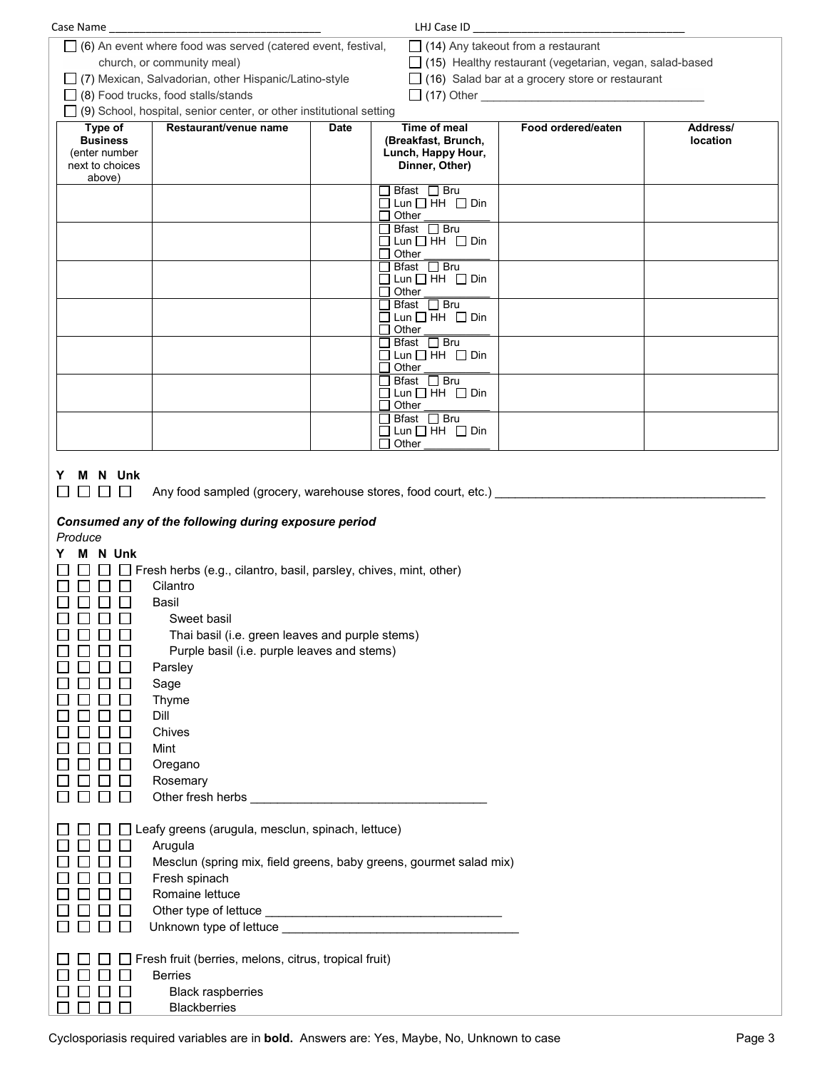Case Name ___________________________________ LHJ Case ID ___________________________________

☐ (6) An event where food was served (catered event, festival, church, or community meal)
☐ (7) Mexican, Salvadorian, other Hispanic/Latino-style
☐ (8) Food trucks, food stalls/stands
☐ (9) School, hospital, senior center, or other institutional setting
☐ (14) Any takeout from a restaurant
☐ (15) Healthy restaurant (vegetarian, vegan, salad-based
☐ (16) Salad bar at a grocery store or restaurant
☐ (17) Other ___________________________________

| **Type of Business** (enter number next to choices above) | **Restaurant/venue name** | **Date** | **Time of meal (Breakfast, Brunch, Lunch, Happy Hour, Dinner, Other)** | **Food ordered/eaten** | **Address/ location** |
|---|---|---|---|---|---|
| | | | ☐ Bfast ☐ Bru ☐ Lun ☐ HH ☐ Din ☐ Other ___________ | | |
| | | | ☐ Bfast ☐ Bru ☐ Lun ☐ HH ☐ Din ☐ Other ___________ | | |
| | | | ☐ Bfast ☐ Bru ☐ Lun ☐ HH ☐ Din ☐ Other ___________ | | |
| | | | ☐ Bfast ☐ Bru ☐ Lun ☐ HH ☐ Din ☐ Other ___________ | | |
| | | | ☐ Bfast ☐ Bru ☐ Lun ☐ HH ☐ Din ☐ Other ___________ | | |
| | | | ☐ Bfast ☐ Bru ☐ Lun ☐ HH ☐ Din ☐ Other ___________ | | |
| | | | ☐ Bfast ☐ Bru ☐ Lun ☐ HH ☐ Din ☐ Other ___________ | | |

**Y M N Unk**
☐ ☐ ☐ ☐ Any food sampled (grocery, warehouse stores, food court, etc.) ________________________________________

***Consumed any of the following during exposure period***

*Produce*

**Y M N Unk**
☐ ☐ ☐ ☐ Fresh herbs (e.g., cilantro, basil, parsley, chives, mint, other)
☐ ☐ ☐ ☐ Cilantro
☐ ☐ ☐ ☐ Basil
☐ ☐ ☐ ☐ Sweet basil
☐ ☐ ☐ ☐ Thai basil (i.e. green leaves and purple stems)
☐ ☐ ☐ ☐ Purple basil (i.e. purple leaves and stems)
☐ ☐ ☐ ☐ Parsley
☐ ☐ ☐ ☐ Sage
☐ ☐ ☐ ☐ Thyme
☐ ☐ ☐ ☐ Dill
☐ ☐ ☐ ☐ Chives
☐ ☐ ☐ ☐ Mint
☐ ☐ ☐ ☐ Oregano
☐ ☐ ☐ ☐ Rosemary
☐ ☐ ☐ ☐ Other fresh herbs ___________________________________

☐ ☐ ☐ ☐ Leafy greens (arugula, mesclun, spinach, lettuce)
☐ ☐ ☐ ☐ Arugula
☐ ☐ ☐ ☐ Mesclun (spring mix, field greens, baby greens, gourmet salad mix)
☐ ☐ ☐ ☐ Fresh spinach
☐ ☐ ☐ ☐ Romaine lettuce
☐ ☐ ☐ ☐ Other type of lettuce ___________________________________
☐ ☐ ☐ ☐ Unknown type of lettuce ___________________________________

☐ ☐ ☐ ☐ Fresh fruit (berries, melons, citrus, tropical fruit)
☐ ☐ ☐ ☐ Berries
☐ ☐ ☐ ☐ Black raspberries
☐ ☐ ☐ ☐ Blackberries

Cyclosporiasis required variables are in **bold.** Answers are: Yes, Maybe, No, Unknown to case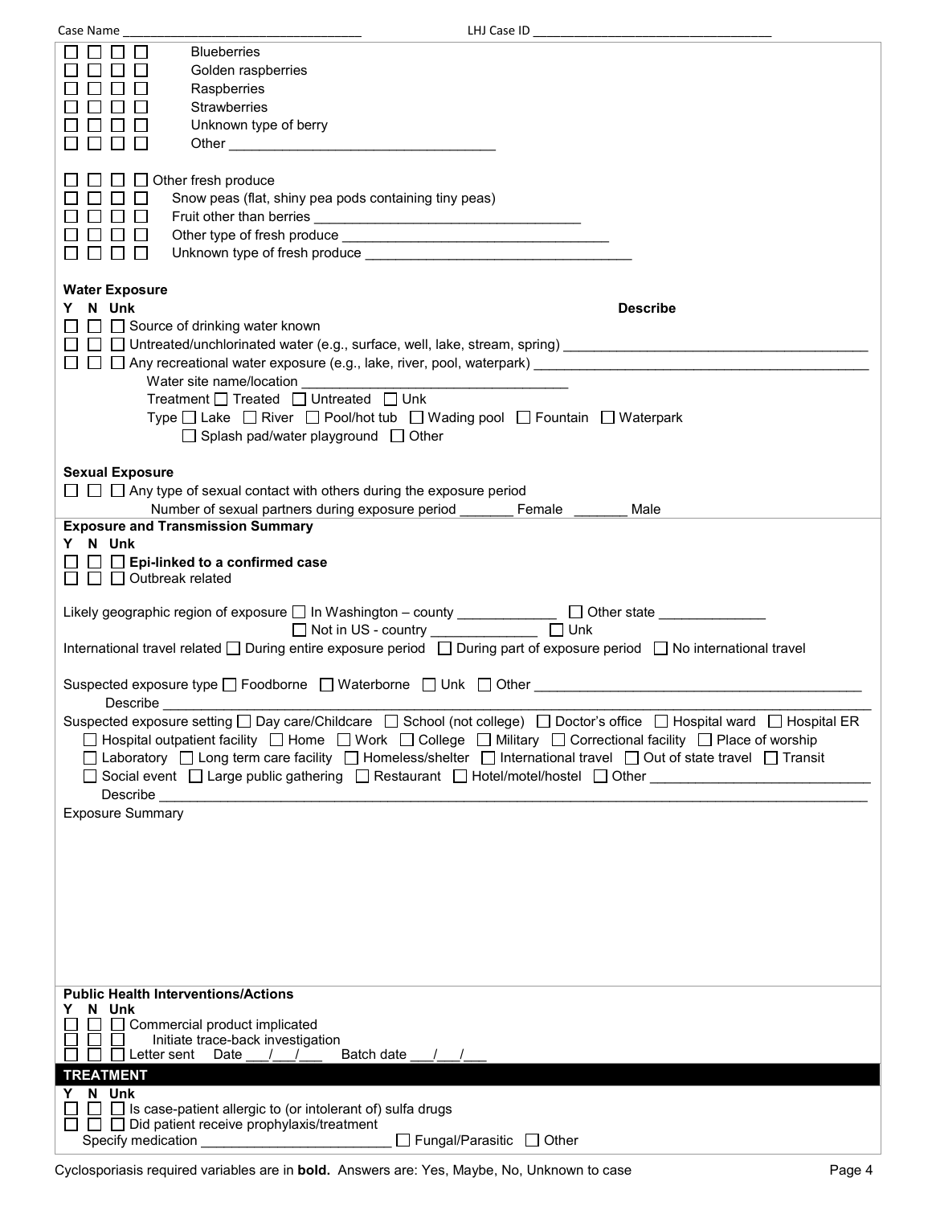Case Name ______________________________ LHJ Case ID ______________________________

☐ ☐ ☐ ☐ Blueberries
☐ ☐ ☐ ☐ Golden raspberries
☐ ☐ ☐ ☐ Raspberries
☐ ☐ ☐ ☐ Strawberries
☐ ☐ ☐ ☐ Unknown type of berry
☐ ☐ ☐ ☐ Other ______________________________

☐ ☐ ☐ ☐ Other fresh produce
☐ ☐ ☐ ☐ Snow peas (flat, shiny pea pods containing tiny peas)
☐ ☐ ☐ ☐ Fruit other than berries ______________________________
☐ ☐ ☐ ☐ Other type of fresh produce ______________________________
☐ ☐ ☐ ☐ Unknown type of fresh produce ______________________________

**Water Exposure**

Y N Unk — Describe

☐ ☐ ☐ Source of drinking water known
☐ ☐ ☐ Untreated/unchlorinated water (e.g., surface, well, lake, stream, spring) ______________________________
☐ ☐ ☐ Any recreational water exposure (e.g., lake, river, pool, waterpark) ______________________________

Water site name/location ______________________________

Treatment ☐ Treated ☐ Untreated ☐ Unk

Type ☐ Lake ☐ River ☐ Pool/hot tub ☐ Wading pool ☐ Fountain ☐ Waterpark ☐ Splash pad/water playground ☐ Other

**Sexual Exposure**

☐ ☐ ☐ Any type of sexual contact with others during the exposure period

Number of sexual partners during exposure period _______ Female _______ Male

**Exposure and Transmission Summary**

Y N Unk

☐ ☐ ☐ **Epi-linked to a confirmed case**
☐ ☐ ☐ Outbreak related

Likely geographic region of exposure ☐ In Washington – county ____________ ☐ Other state ____________ ☐ Not in US - country ____________ ☐ Unk

International travel related ☐ During entire exposure period ☐ During part of exposure period ☐ No international travel

Suspected exposure type ☐ Foodborne ☐ Waterborne ☐ Unk ☐ Other ______________________________

Describe ______________________________

Suspected exposure setting ☐ Day care/Childcare ☐ School (not college) ☐ Doctor's office ☐ Hospital ward ☐ Hospital ER ☐ Hospital outpatient facility ☐ Home ☐ Work ☐ College ☐ Military ☐ Correctional facility ☐ Place of worship ☐ Laboratory ☐ Long term care facility ☐ Homeless/shelter ☐ International travel ☐ Out of state travel ☐ Transit ☐ Social event ☐ Large public gathering ☐ Restaurant ☐ Hotel/motel/hostel ☐ Other ______________________________

Describe ______________________________

Exposure Summary

**Public Health Interventions/Actions**

Y N Unk

☐ ☐ ☐ Commercial product implicated
☐ ☐ ☐ Initiate trace-back investigation
☐ ☐ ☐ Letter sent Date ___/___/___ Batch date ___/___/___

## TREATMENT

Y N Unk

☐ ☐ ☐ Is case-patient allergic to (or intolerant of) sulfa drugs
☐ ☐ ☐ Did patient receive prophylaxis/treatment

Specify medication ______________________ ☐ Fungal/Parasitic ☐ Other

Cyclosporiasis required variables are in **bold**. Answers are: Yes, Maybe, No, Unknown to case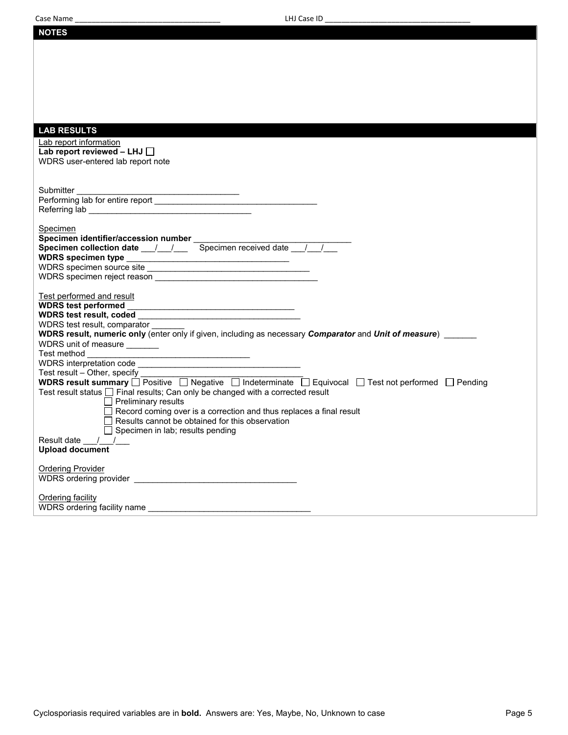Case Name ___________________________________ LHJ Case ID ___________________________________

## NOTES

## LAB RESULTS

Lab report information

**Lab report reviewed – LHJ** ☐

WDRS user-entered lab report note

Submitter ___________________________________

Performing lab for entire report ___________________________________

Referring lab ___________________________________

Specimen

**Specimen identifier/accession number** ___________________________________

**Specimen collection date** ___/___/___ Specimen received date ___/___/___

**WDRS specimen type** ___________________________________

WDRS specimen source site ___________________________________

WDRS specimen reject reason ___________________________________

Test performed and result

**WDRS test performed** ___________________________________

**WDRS test result, coded** ___________________________________

WDRS test result, comparator _______

**WDRS result, numeric only** (enter only if given, including as necessary ***Comparator*** and ***Unit of measure***) _______

WDRS unit of measure _______

Test method ___________________________________

WDRS interpretation code ___________________________________

Test result – Other, specify ___________________________________

**WDRS result summary** ☐ Positive ☐ Negative ☐ Indeterminate ☐ Equivocal ☐ Test not performed ☐ Pending

Test result status ☐ Final results; Can only be changed with a corrected result
- ☐ Preliminary results
- ☐ Record coming over is a correction and thus replaces a final result
- ☐ Results cannot be obtained for this observation
- ☐ Specimen in lab; results pending

Result date ___/___/___

**Upload document**

Ordering Provider

WDRS ordering provider ___________________________________

Ordering facility

WDRS ordering facility name ___________________________________

Cyclosporiasis required variables are in **bold.** Answers are: Yes, Maybe, No, Unknown to case